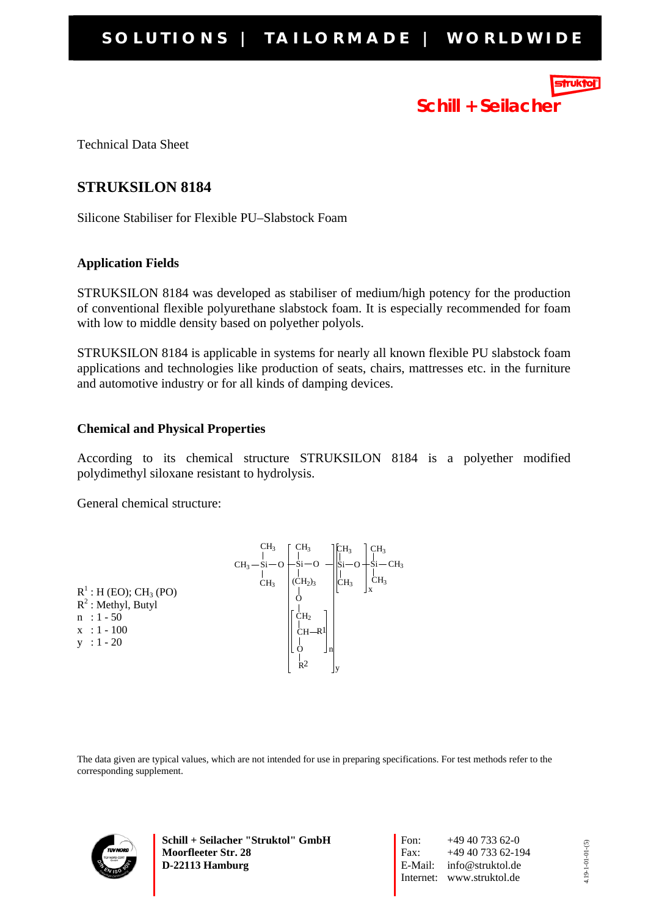Technical Data Sheet

# STRUKSILON 8184

Silicone Stabiliser for Flexible PU–Slabstock Foam

## Application Fields

STRUKSILON 8184 was developed as stabiliser of medium/high potency for the production of conventional flexible polyurethane slabstock foam. It is especially recommended for foam with low to middle density based on polyether polyols.

STRUKSILON 8184 is applicable in systems for nearly all known flexible PU slabstock foam applications and technologies like production of seats, chairs, mattresses etc. in the furniture and automotive industry or for all kinds of damping devices.

## Chemical and Physical Properties

According to its chemical structure STRUKSILON 8184 is a polyether modified polydimethyl siloxane resistant to hydrolysis.

General chemical structure:

$$CH_3-\underset{CH_3}{\overset{CH_3}{Si}}-O-\left[\underset{\underset{\underset{\left[\underset{\underset{O}{|}}{\overset{CH_2}{CH-R^1}}\right]_n}{|}}{O}}{(CH_2)_3}}{\overset{CH_3}{Si}}-O-\right]_y\left[\underset{CH_3}{\overset{CH_3}{Si}}-O-\right]_x\underset{CH_3}{\overset{CH_3}{Si}}-CH_3 \qquad (\text{terminal } O-R^2)$$

$R^1$ : H (EO); $CH_3$ (PO)
$R^2$ : Methyl, Butyl
n : 1 - 50
x : 1 - 100
y : 1 - 20

The data given are typical values, which are not intended for use in preparing specifications. For test methods refer to the corresponding supplement.

**Schill + Seilacher "Struktol" GmbH**
**Moorfleeter Str. 28**
**D-22113 Hamburg**

Fon: +49 40 733 62-0
Fax: +49 40 733 62-194
E-Mail: info@struktol.de
Internet: www.struktol.de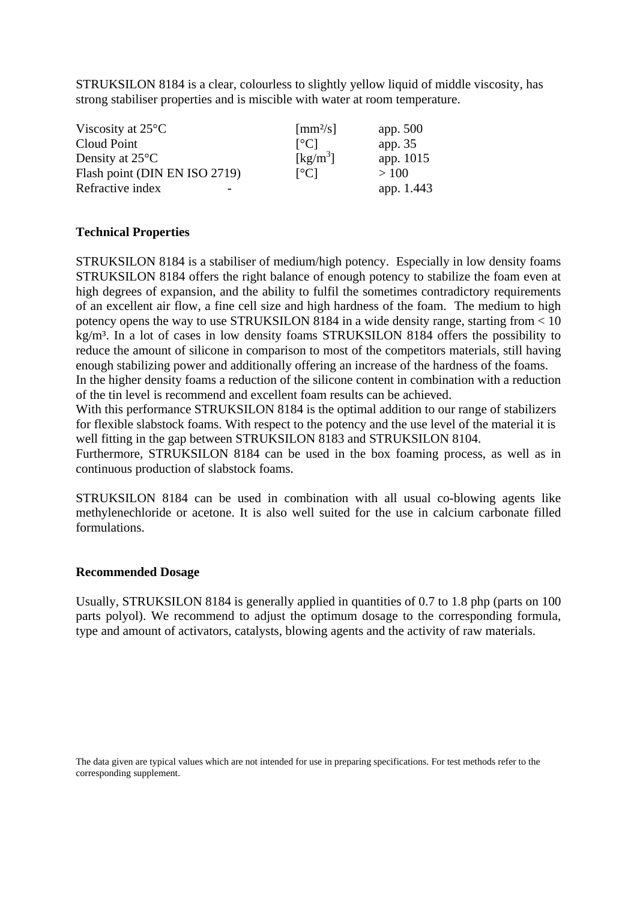STRUKSILON 8184 is a clear, colourless to slightly yellow liquid of middle viscosity, has strong stabiliser properties and is miscible with water at room temperature.

| | | |
|---|---|---|
| Viscosity at 25°C | [mm²/s] | app. 500 |
| Cloud Point | [°C] | app. 35 |
| Density at 25°C | [kg/m$^3$] | app. 1015 |
| Flash point (DIN EN ISO 2719) | [°C] | > 100 |
| Refractive index | - | app. 1.443 |

**Technical Properties**

STRUKSILON 8184 is a stabiliser of medium/high potency. Especially in low density foams STRUKSILON 8184 offers the right balance of enough potency to stabilize the foam even at high degrees of expansion, and the ability to fulfil the sometimes contradictory requirements of an excellent air flow, a fine cell size and high hardness of the foam. The medium to high potency opens the way to use STRUKSILON 8184 in a wide density range, starting from < 10 kg/m³. In a lot of cases in low density foams STRUKSILON 8184 offers the possibility to reduce the amount of silicone in comparison to most of the competitors materials, still having enough stabilizing power and additionally offering an increase of the hardness of the foams.
In the higher density foams a reduction of the silicone content in combination with a reduction of the tin level is recommend and excellent foam results can be achieved.
With this performance STRUKSILON 8184 is the optimal addition to our range of stabilizers for flexible slabstock foams. With respect to the potency and the use level of the material it is well fitting in the gap between STRUKSILON 8183 and STRUKSILON 8104.
Furthermore, STRUKSILON 8184 can be used in the box foaming process, as well as in continuous production of slabstock foams.

STRUKSILON 8184 can be used in combination with all usual co-blowing agents like methylenechloride or acetone. It is also well suited for the use in calcium carbonate filled formulations.

**Recommended Dosage**

Usually, STRUKSILON 8184 is generally applied in quantities of 0.7 to 1.8 php (parts on 100 parts polyol). We recommend to adjust the optimum dosage to the corresponding formula, type and amount of activators, catalysts, blowing agents and the activity of raw materials.

The data given are typical values which are not intended for use in preparing specifications. For test methods refer to the corresponding supplement.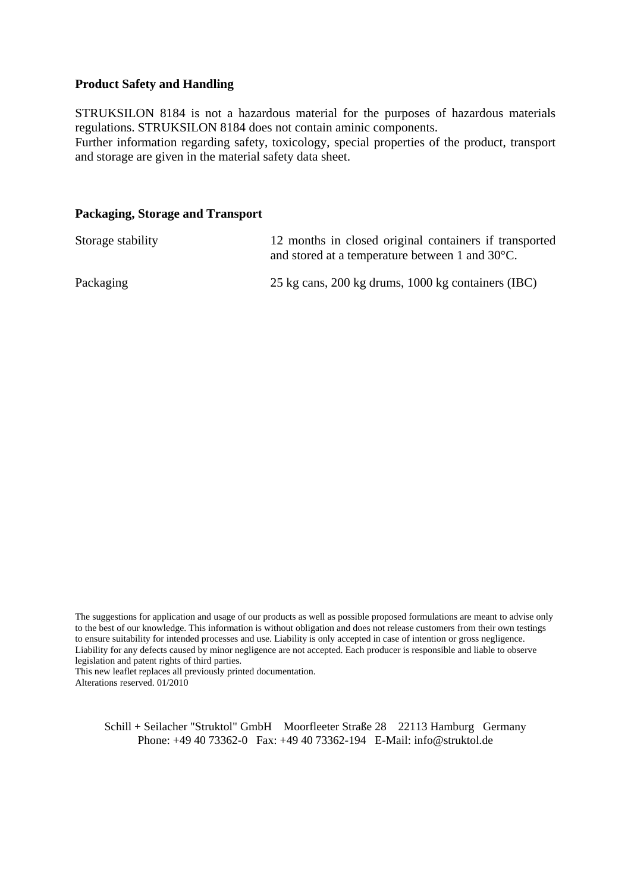## Product Safety and Handling

STRUKSILON 8184 is not a hazardous material for the purposes of hazardous materials regulations. STRUKSILON 8184 does not contain aminic components.
Further information regarding safety, toxicology, special properties of the product, transport and storage are given in the material safety data sheet.

## Packaging, Storage and Transport

| | |
|---|---|
| Storage stability | 12 months in closed original containers if transported and stored at a temperature between 1 and 30°C. |
| Packaging | 25 kg cans, 200 kg drums, 1000 kg containers (IBC) |

The suggestions for application and usage of our products as well as possible proposed formulations are meant to advise only to the best of our knowledge. This information is without obligation and does not release customers from their own testings to ensure suitability for intended processes and use. Liability is only accepted in case of intention or gross negligence. Liability for any defects caused by minor negligence are not accepted. Each producer is responsible and liable to observe legislation and patent rights of third parties.
This new leaflet replaces all previously printed documentation.
Alterations reserved. 01/2010

Schill + Seilacher "Struktol" GmbH Moorfleeter Straße 28 22113 Hamburg Germany
Phone: +49 40 73362-0 Fax: +49 40 73362-194 E-Mail: info@struktol.de